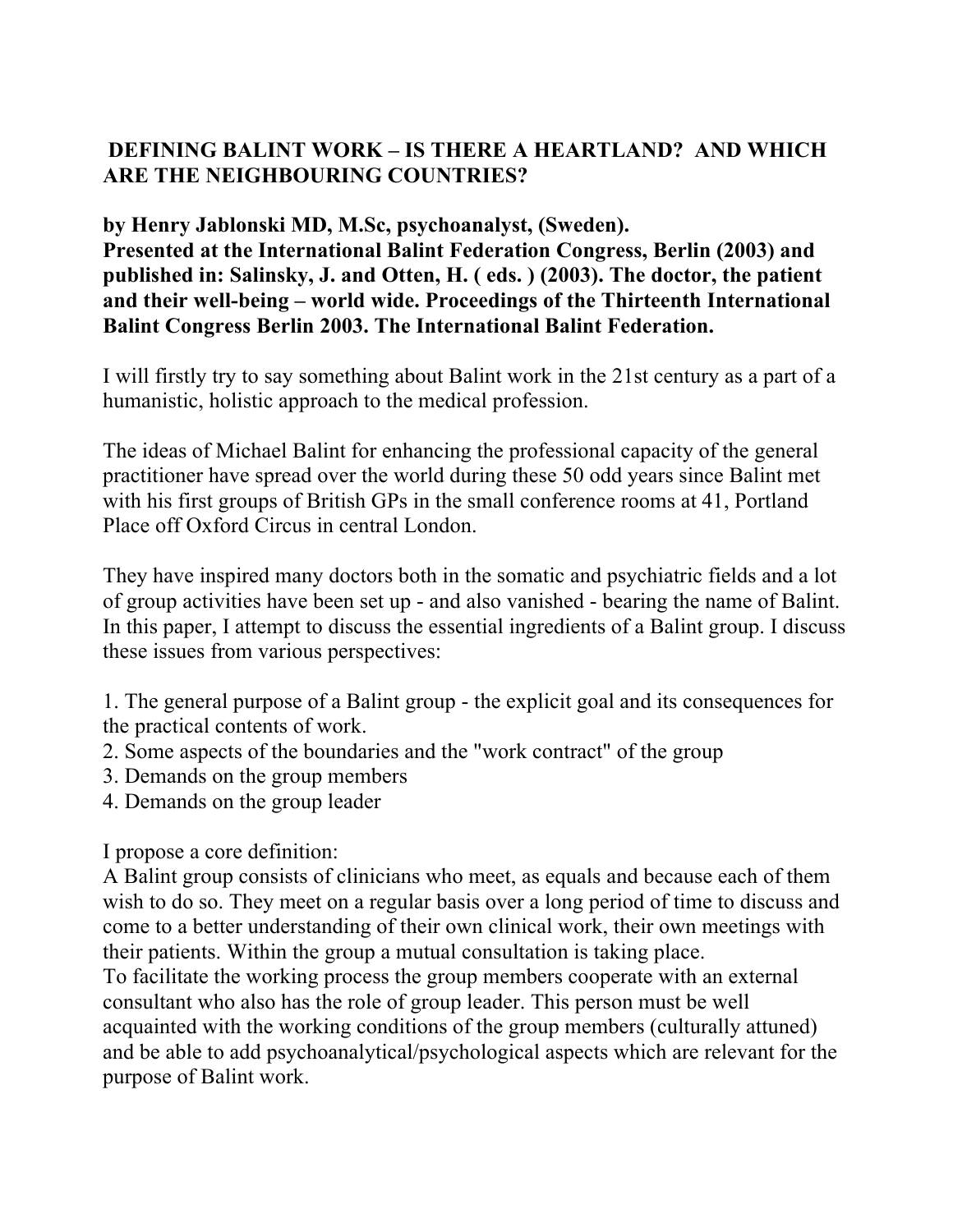# DEFINING BALINT WORK – IS THERE A HEARTLAND? AND WHICH ARE THE NEIGHBOURING COUNTRIES?

**by Henry Jablonski MD, M.Sc, psychoanalyst, (Sweden).**
**Presented at the International Balint Federation Congress, Berlin (2003) and published in: Salinsky, J. and Otten, H. ( eds. ) (2003). The doctor, the patient and their well-being – world wide. Proceedings of the Thirteenth International Balint Congress Berlin 2003. The International Balint Federation.**

I will firstly try to say something about Balint work in the 21st century as a part of a humanistic, holistic approach to the medical profession.

The ideas of Michael Balint for enhancing the professional capacity of the general practitioner have spread over the world during these 50 odd years since Balint met with his first groups of British GPs in the small conference rooms at 41, Portland Place off Oxford Circus in central London.

They have inspired many doctors both in the somatic and psychiatric fields and a lot of group activities have been set up - and also vanished - bearing the name of Balint. In this paper, I attempt to discuss the essential ingredients of a Balint group. I discuss these issues from various perspectives:

1. The general purpose of a Balint group - the explicit goal and its consequences for the practical contents of work.
2. Some aspects of the boundaries and the "work contract" of the group
3. Demands on the group members
4. Demands on the group leader

I propose a core definition:
A Balint group consists of clinicians who meet, as equals and because each of them wish to do so. They meet on a regular basis over a long period of time to discuss and come to a better understanding of their own clinical work, their own meetings with their patients. Within the group a mutual consultation is taking place.
To facilitate the working process the group members cooperate with an external consultant who also has the role of group leader. This person must be well acquainted with the working conditions of the group members (culturally attuned) and be able to add psychoanalytical/psychological aspects which are relevant for the purpose of Balint work.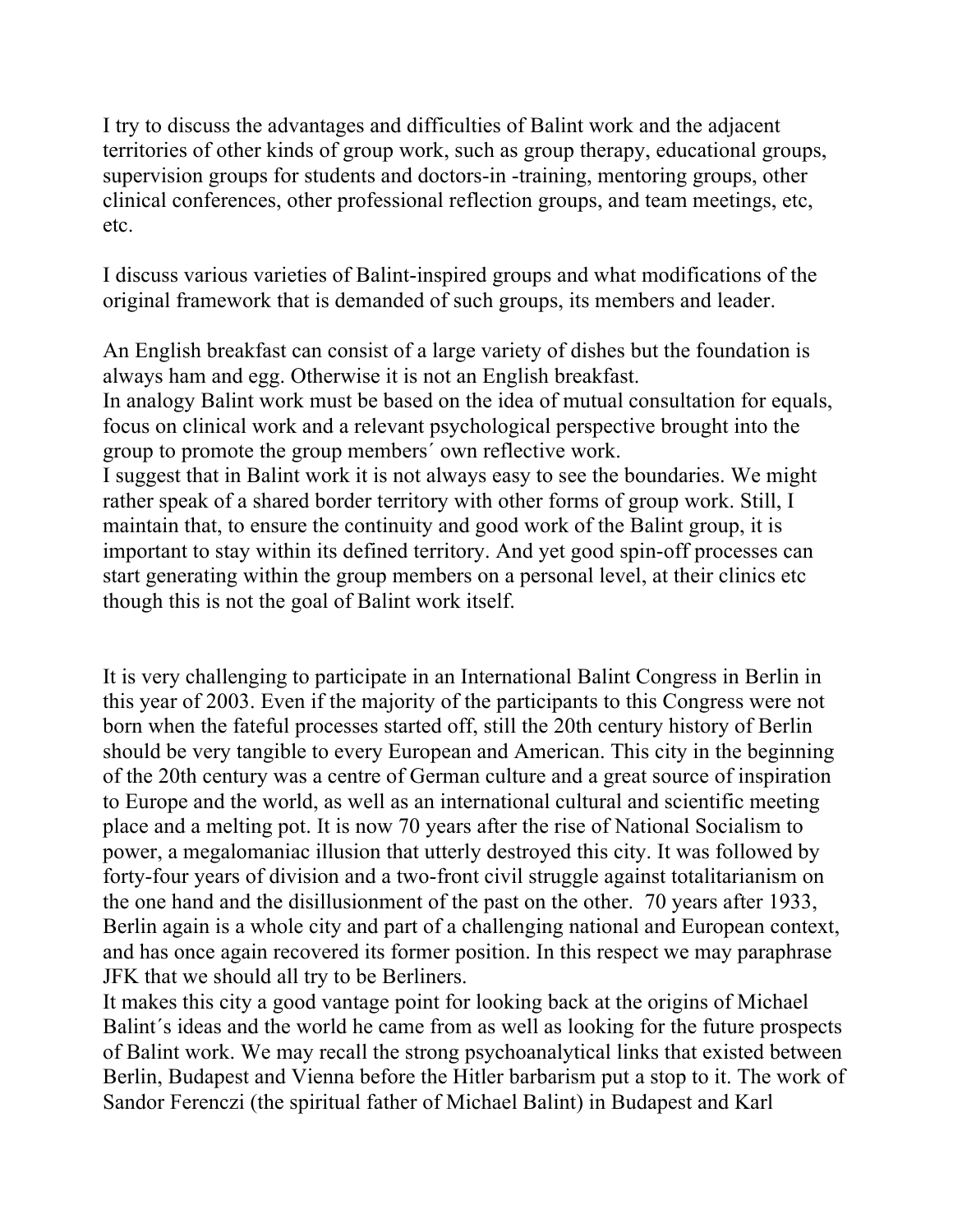I try to discuss the advantages and difficulties of Balint work and the adjacent territories of other kinds of group work, such as group therapy, educational groups, supervision groups for students and doctors-in -training, mentoring groups, other clinical conferences, other professional reflection groups, and team meetings, etc, etc.

I discuss various varieties of Balint-inspired groups and what modifications of the original framework that is demanded of such groups, its members and leader.

An English breakfast can consist of a large variety of dishes but the foundation is always ham and egg. Otherwise it is not an English breakfast.
In analogy Balint work must be based on the idea of mutual consultation for equals, focus on clinical work and a relevant psychological perspective brought into the group to promote the group members´ own reflective work.
I suggest that in Balint work it is not always easy to see the boundaries. We might rather speak of a shared border territory with other forms of group work. Still, I maintain that, to ensure the continuity and good work of the Balint group, it is important to stay within its defined territory. And yet good spin-off processes can start generating within the group members on a personal level, at their clinics etc though this is not the goal of Balint work itself.

It is very challenging to participate in an International Balint Congress in Berlin in this year of 2003. Even if the majority of the participants to this Congress were not born when the fateful processes started off, still the 20th century history of Berlin should be very tangible to every European and American. This city in the beginning of the 20th century was a centre of German culture and a great source of inspiration to Europe and the world, as well as an international cultural and scientific meeting place and a melting pot. It is now 70 years after the rise of National Socialism to power, a megalomaniac illusion that utterly destroyed this city. It was followed by forty-four years of division and a two-front civil struggle against totalitarianism on the one hand and the disillusionment of the past on the other. 70 years after 1933, Berlin again is a whole city and part of a challenging national and European context, and has once again recovered its former position. In this respect we may paraphrase JFK that we should all try to be Berliners.
It makes this city a good vantage point for looking back at the origins of Michael Balint´s ideas and the world he came from as well as looking for the future prospects of Balint work. We may recall the strong psychoanalytical links that existed between Berlin, Budapest and Vienna before the Hitler barbarism put a stop to it. The work of Sandor Ferenczi (the spiritual father of Michael Balint) in Budapest and Karl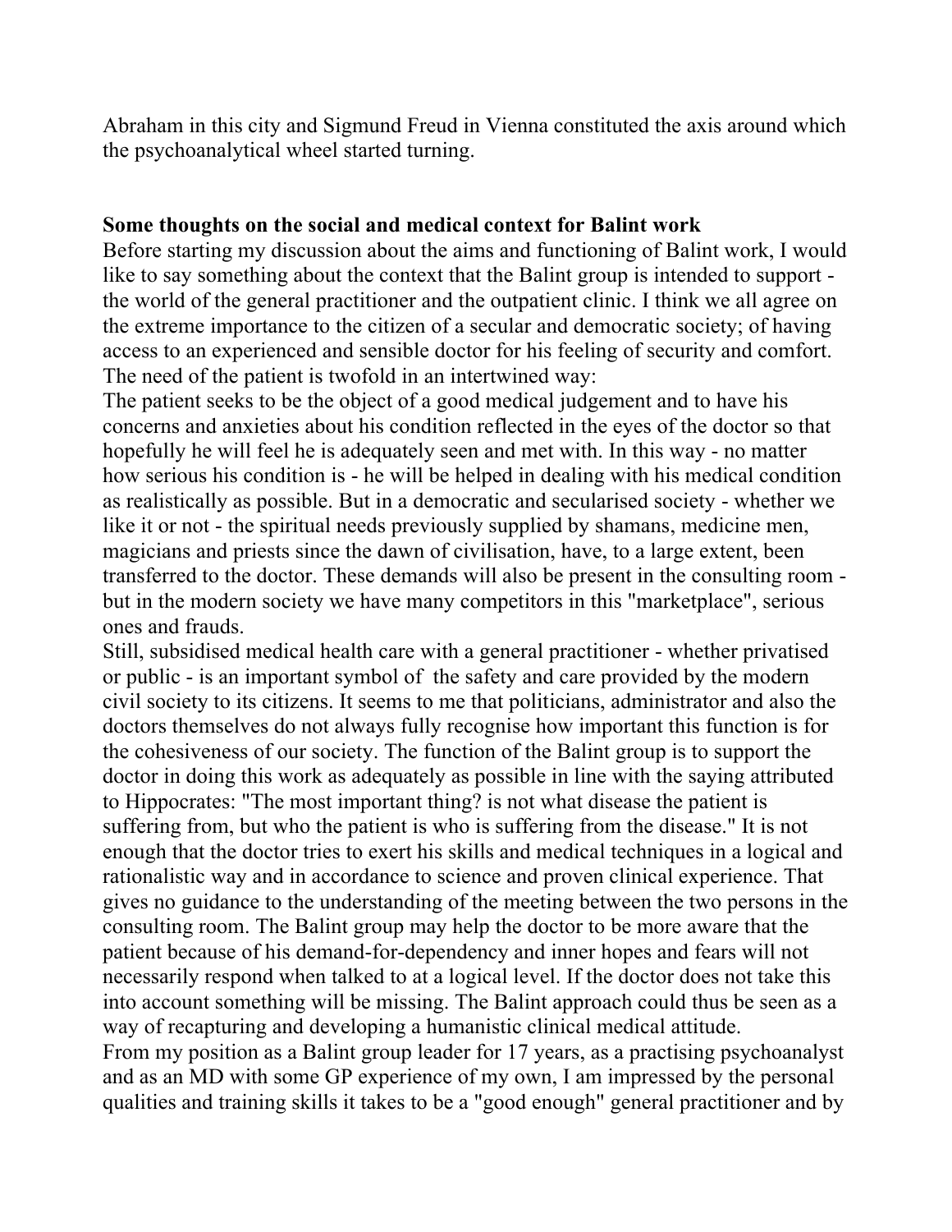Abraham in this city and Sigmund Freud in Vienna constituted the axis around which the psychoanalytical wheel started turning.

**Some thoughts on the social and medical context for Balint work**

Before starting my discussion about the aims and functioning of Balint work, I would like to say something about the context that the Balint group is intended to support - the world of the general practitioner and the outpatient clinic. I think we all agree on the extreme importance to the citizen of a secular and democratic society; of having access to an experienced and sensible doctor for his feeling of security and comfort. The need of the patient is twofold in an intertwined way:

The patient seeks to be the object of a good medical judgement and to have his concerns and anxieties about his condition reflected in the eyes of the doctor so that hopefully he will feel he is adequately seen and met with. In this way - no matter how serious his condition is - he will be helped in dealing with his medical condition as realistically as possible. But in a democratic and secularised society - whether we like it or not - the spiritual needs previously supplied by shamans, medicine men, magicians and priests since the dawn of civilisation, have, to a large extent, been transferred to the doctor. These demands will also be present in the consulting room - but in the modern society we have many competitors in this "marketplace", serious ones and frauds.

Still, subsidised medical health care with a general practitioner - whether privatised or public - is an important symbol of the safety and care provided by the modern civil society to its citizens. It seems to me that politicians, administrator and also the doctors themselves do not always fully recognise how important this function is for the cohesiveness of our society. The function of the Balint group is to support the doctor in doing this work as adequately as possible in line with the saying attributed to Hippocrates: "The most important thing? is not what disease the patient is suffering from, but who the patient is who is suffering from the disease." It is not enough that the doctor tries to exert his skills and medical techniques in a logical and rationalistic way and in accordance to science and proven clinical experience. That gives no guidance to the understanding of the meeting between the two persons in the consulting room. The Balint group may help the doctor to be more aware that the patient because of his demand-for-dependency and inner hopes and fears will not necessarily respond when talked to at a logical level. If the doctor does not take this into account something will be missing. The Balint approach could thus be seen as a way of recapturing and developing a humanistic clinical medical attitude.

From my position as a Balint group leader for 17 years, as a practising psychoanalyst and as an MD with some GP experience of my own, I am impressed by the personal qualities and training skills it takes to be a "good enough" general practitioner and by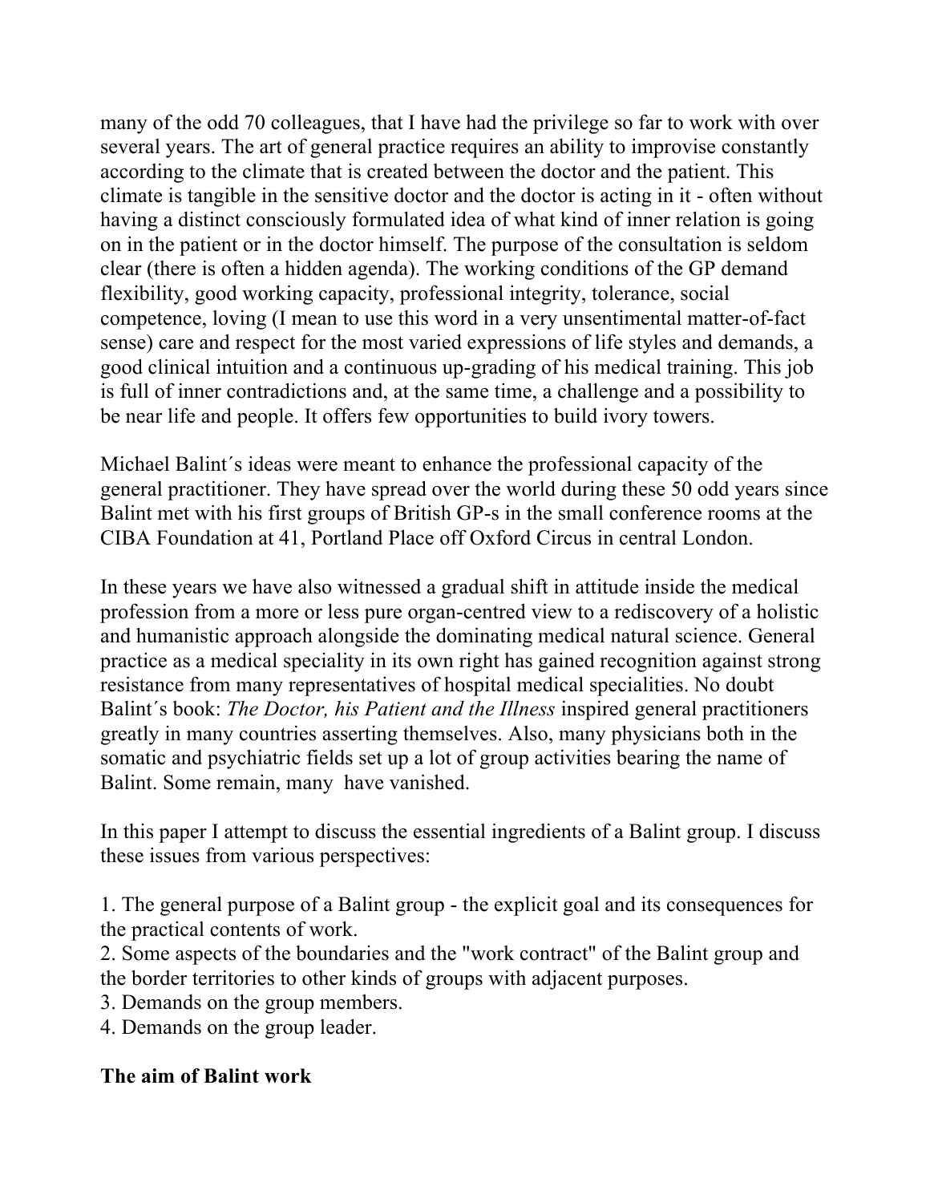many of the odd 70 colleagues, that I have had the privilege so far to work with over several years. The art of general practice requires an ability to improvise constantly according to the climate that is created between the doctor and the patient. This climate is tangible in the sensitive doctor and the doctor is acting in it - often without having a distinct consciously formulated idea of what kind of inner relation is going on in the patient or in the doctor himself. The purpose of the consultation is seldom clear (there is often a hidden agenda). The working conditions of the GP demand flexibility, good working capacity, professional integrity, tolerance, social competence, loving (I mean to use this word in a very unsentimental matter-of-fact sense) care and respect for the most varied expressions of life styles and demands, a good clinical intuition and a continuous up-grading of his medical training. This job is full of inner contradictions and, at the same time, a challenge and a possibility to be near life and people. It offers few opportunities to build ivory towers.

Michael Balint´s ideas were meant to enhance the professional capacity of the general practitioner. They have spread over the world during these 50 odd years since Balint met with his first groups of British GP-s in the small conference rooms at the CIBA Foundation at 41, Portland Place off Oxford Circus in central London.

In these years we have also witnessed a gradual shift in attitude inside the medical profession from a more or less pure organ-centred view to a rediscovery of a holistic and humanistic approach alongside the dominating medical natural science. General practice as a medical speciality in its own right has gained recognition against strong resistance from many representatives of hospital medical specialities. No doubt Balint´s book: *The Doctor, his Patient and the Illness* inspired general practitioners greatly in many countries asserting themselves. Also, many physicians both in the somatic and psychiatric fields set up a lot of group activities bearing the name of Balint. Some remain, many have vanished.

In this paper I attempt to discuss the essential ingredients of a Balint group. I discuss these issues from various perspectives:

1. The general purpose of a Balint group - the explicit goal and its consequences for the practical contents of work.
2. Some aspects of the boundaries and the "work contract" of the Balint group and the border territories to other kinds of groups with adjacent purposes.
3. Demands on the group members.
4. Demands on the group leader.

**The aim of Balint work**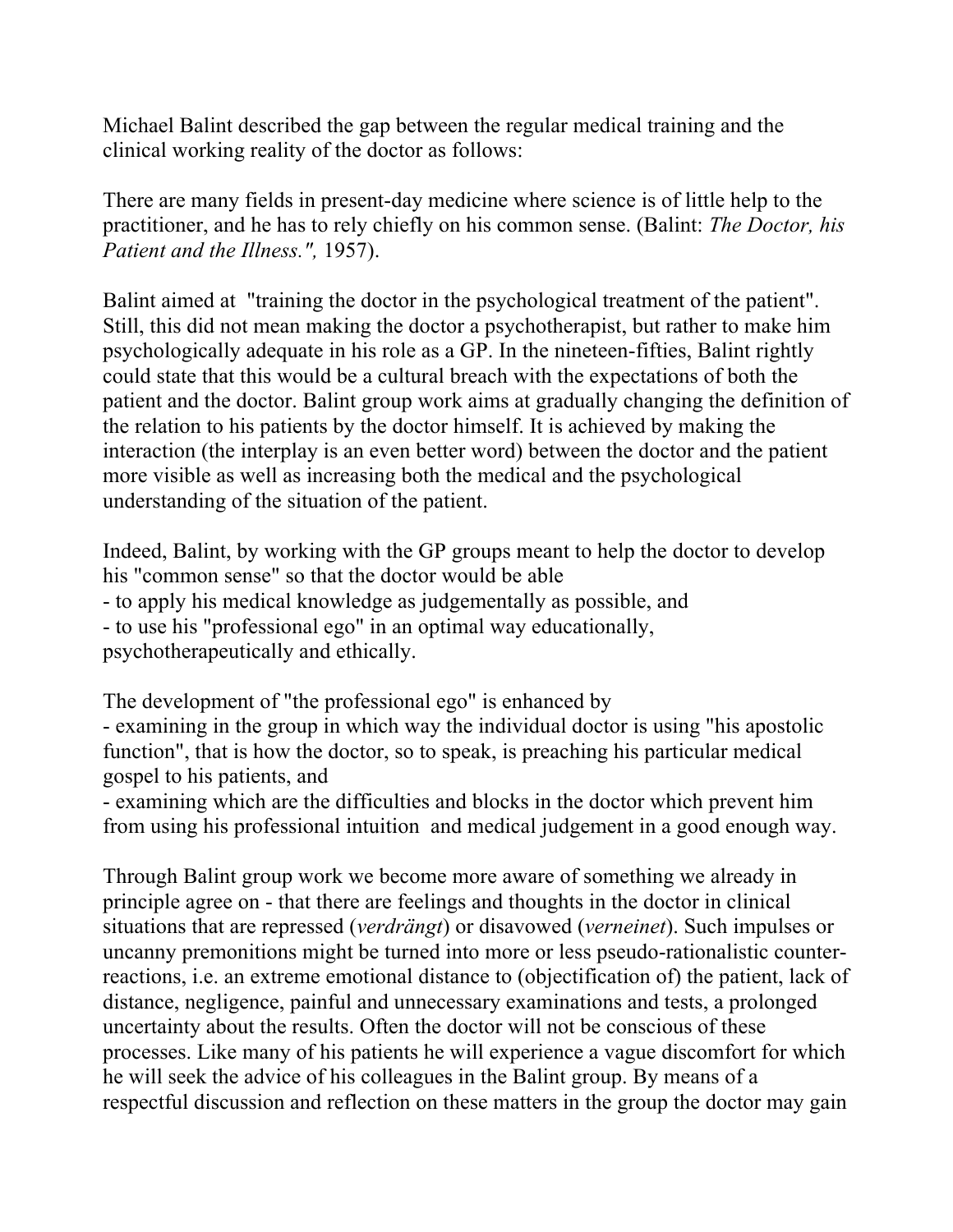Michael Balint described the gap between the regular medical training and the clinical working reality of the doctor as follows:

There are many fields in present-day medicine where science is of little help to the practitioner, and he has to rely chiefly on his common sense. (Balint: *The Doctor, his Patient and the Illness.",* 1957).

Balint aimed at "training the doctor in the psychological treatment of the patient". Still, this did not mean making the doctor a psychotherapist, but rather to make him psychologically adequate in his role as a GP. In the nineteen-fifties, Balint rightly could state that this would be a cultural breach with the expectations of both the patient and the doctor. Balint group work aims at gradually changing the definition of the relation to his patients by the doctor himself. It is achieved by making the interaction (the interplay is an even better word) between the doctor and the patient more visible as well as increasing both the medical and the psychological understanding of the situation of the patient.

Indeed, Balint, by working with the GP groups meant to help the doctor to develop his "common sense" so that the doctor would be able
- to apply his medical knowledge as judgementally as possible, and
- to use his "professional ego" in an optimal way educationally, psychotherapeutically and ethically.

The development of "the professional ego" is enhanced by
- examining in the group in which way the individual doctor is using "his apostolic function", that is how the doctor, so to speak, is preaching his particular medical gospel to his patients, and
- examining which are the difficulties and blocks in the doctor which prevent him from using his professional intuition and medical judgement in a good enough way.

Through Balint group work we become more aware of something we already in principle agree on - that there are feelings and thoughts in the doctor in clinical situations that are repressed (*verdrängt*) or disavowed (*verneinet*). Such impulses or uncanny premonitions might be turned into more or less pseudo-rationalistic counter-reactions, i.e. an extreme emotional distance to (objectification of) the patient, lack of distance, negligence, painful and unnecessary examinations and tests, a prolonged uncertainty about the results. Often the doctor will not be conscious of these processes. Like many of his patients he will experience a vague discomfort for which he will seek the advice of his colleagues in the Balint group. By means of a respectful discussion and reflection on these matters in the group the doctor may gain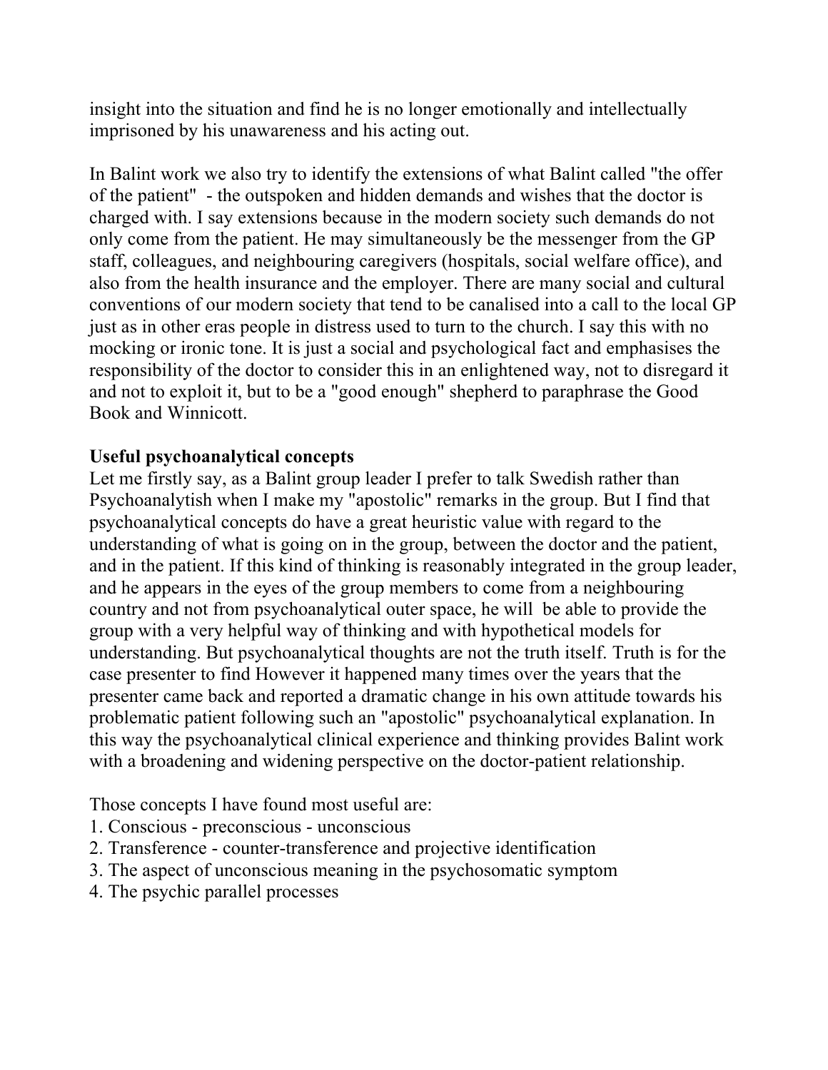insight into the situation and find he is no longer emotionally and intellectually imprisoned by his unawareness and his acting out.

In Balint work we also try to identify the extensions of what Balint called "the offer of the patient" - the outspoken and hidden demands and wishes that the doctor is charged with. I say extensions because in the modern society such demands do not only come from the patient. He may simultaneously be the messenger from the GP staff, colleagues, and neighbouring caregivers (hospitals, social welfare office), and also from the health insurance and the employer. There are many social and cultural conventions of our modern society that tend to be canalised into a call to the local GP just as in other eras people in distress used to turn to the church. I say this with no mocking or ironic tone. It is just a social and psychological fact and emphasises the responsibility of the doctor to consider this in an enlightened way, not to disregard it and not to exploit it, but to be a "good enough" shepherd to paraphrase the Good Book and Winnicott.

**Useful psychoanalytical concepts**

Let me firstly say, as a Balint group leader I prefer to talk Swedish rather than Psychoanalytish when I make my "apostolic" remarks in the group. But I find that psychoanalytical concepts do have a great heuristic value with regard to the understanding of what is going on in the group, between the doctor and the patient, and in the patient. If this kind of thinking is reasonably integrated in the group leader, and he appears in the eyes of the group members to come from a neighbouring country and not from psychoanalytical outer space, he will be able to provide the group with a very helpful way of thinking and with hypothetical models for understanding. But psychoanalytical thoughts are not the truth itself. Truth is for the case presenter to find However it happened many times over the years that the presenter came back and reported a dramatic change in his own attitude towards his problematic patient following such an "apostolic" psychoanalytical explanation. In this way the psychoanalytical clinical experience and thinking provides Balint work with a broadening and widening perspective on the doctor-patient relationship.

Those concepts I have found most useful are:

1. Conscious - preconscious - unconscious
2. Transference - counter-transference and projective identification
3. The aspect of unconscious meaning in the psychosomatic symptom
4. The psychic parallel processes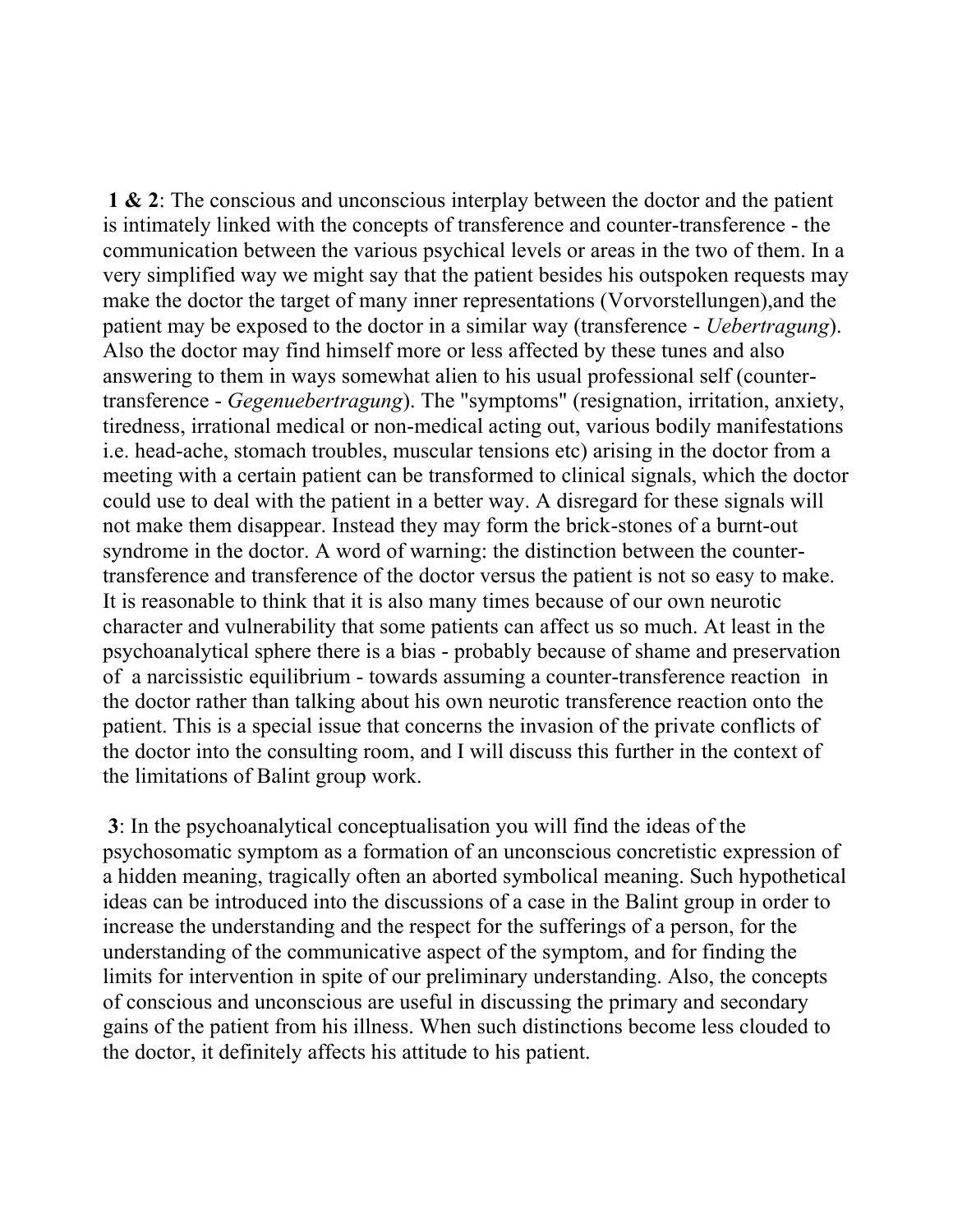**1 & 2**: The conscious and unconscious interplay between the doctor and the patient is intimately linked with the concepts of transference and counter-transference - the communication between the various psychical levels or areas in the two of them. In a very simplified way we might say that the patient besides his outspoken requests may make the doctor the target of many inner representations (Vorvorstellungen),and the patient may be exposed to the doctor in a similar way (transference - *Uebertragung*). Also the doctor may find himself more or less affected by these tunes and also answering to them in ways somewhat alien to his usual professional self (counter-transference - *Gegenuebertragung*). The "symptoms" (resignation, irritation, anxiety, tiredness, irrational medical or non-medical acting out, various bodily manifestations i.e. head-ache, stomach troubles, muscular tensions etc) arising in the doctor from a meeting with a certain patient can be transformed to clinical signals, which the doctor could use to deal with the patient in a better way. A disregard for these signals will not make them disappear. Instead they may form the brick-stones of a burnt-out syndrome in the doctor. A word of warning: the distinction between the counter-transference and transference of the doctor versus the patient is not so easy to make. It is reasonable to think that it is also many times because of our own neurotic character and vulnerability that some patients can affect us so much. At least in the psychoanalytical sphere there is a bias - probably because of shame and preservation of a narcissistic equilibrium - towards assuming a counter-transference reaction in the doctor rather than talking about his own neurotic transference reaction onto the patient. This is a special issue that concerns the invasion of the private conflicts of the doctor into the consulting room, and I will discuss this further in the context of the limitations of Balint group work.

**3**: In the psychoanalytical conceptualisation you will find the ideas of the psychosomatic symptom as a formation of an unconscious concretistic expression of a hidden meaning, tragically often an aborted symbolical meaning. Such hypothetical ideas can be introduced into the discussions of a case in the Balint group in order to increase the understanding and the respect for the sufferings of a person, for the understanding of the communicative aspect of the symptom, and for finding the limits for intervention in spite of our preliminary understanding. Also, the concepts of conscious and unconscious are useful in discussing the primary and secondary gains of the patient from his illness. When such distinctions become less clouded to the doctor, it definitely affects his attitude to his patient.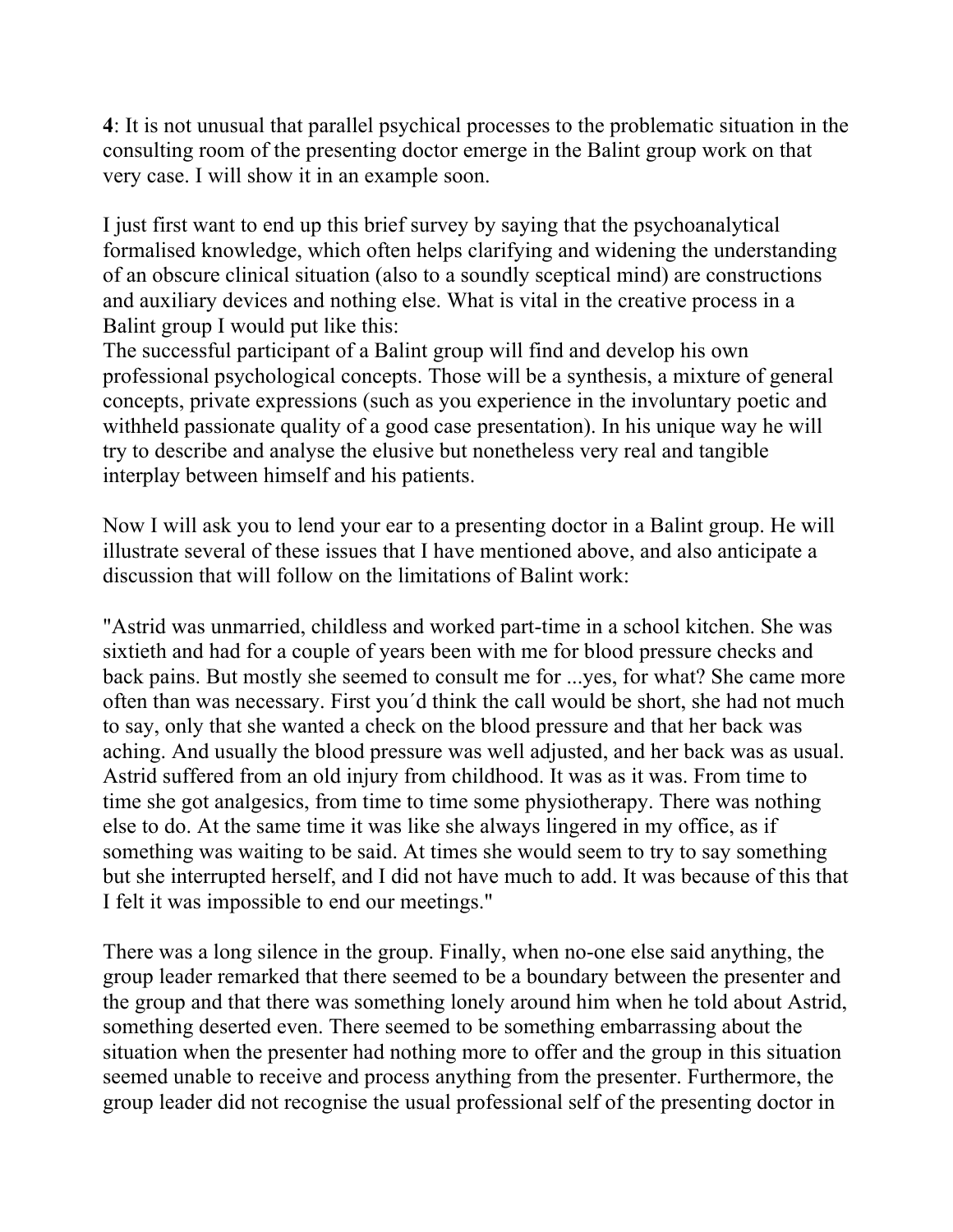**4**: It is not unusual that parallel psychical processes to the problematic situation in the consulting room of the presenting doctor emerge in the Balint group work on that very case. I will show it in an example soon.

I just first want to end up this brief survey by saying that the psychoanalytical formalised knowledge, which often helps clarifying and widening the understanding of an obscure clinical situation (also to a soundly sceptical mind) are constructions and auxiliary devices and nothing else. What is vital in the creative process in a Balint group I would put like this:
The successful participant of a Balint group will find and develop his own professional psychological concepts. Those will be a synthesis, a mixture of general concepts, private expressions (such as you experience in the involuntary poetic and withheld passionate quality of a good case presentation). In his unique way he will try to describe and analyse the elusive but nonetheless very real and tangible interplay between himself and his patients.

Now I will ask you to lend your ear to a presenting doctor in a Balint group. He will illustrate several of these issues that I have mentioned above, and also anticipate a discussion that will follow on the limitations of Balint work:

"Astrid was unmarried, childless and worked part-time in a school kitchen. She was sixtieth and had for a couple of years been with me for blood pressure checks and back pains. But mostly she seemed to consult me for ...yes, for what? She came more often than was necessary. First you´d think the call would be short, she had not much to say, only that she wanted a check on the blood pressure and that her back was aching. And usually the blood pressure was well adjusted, and her back was as usual. Astrid suffered from an old injury from childhood. It was as it was. From time to time she got analgesics, from time to time some physiotherapy. There was nothing else to do. At the same time it was like she always lingered in my office, as if something was waiting to be said. At times she would seem to try to say something but she interrupted herself, and I did not have much to add. It was because of this that I felt it was impossible to end our meetings."

There was a long silence in the group. Finally, when no-one else said anything, the group leader remarked that there seemed to be a boundary between the presenter and the group and that there was something lonely around him when he told about Astrid, something deserted even. There seemed to be something embarrassing about the situation when the presenter had nothing more to offer and the group in this situation seemed unable to receive and process anything from the presenter. Furthermore, the group leader did not recognise the usual professional self of the presenting doctor in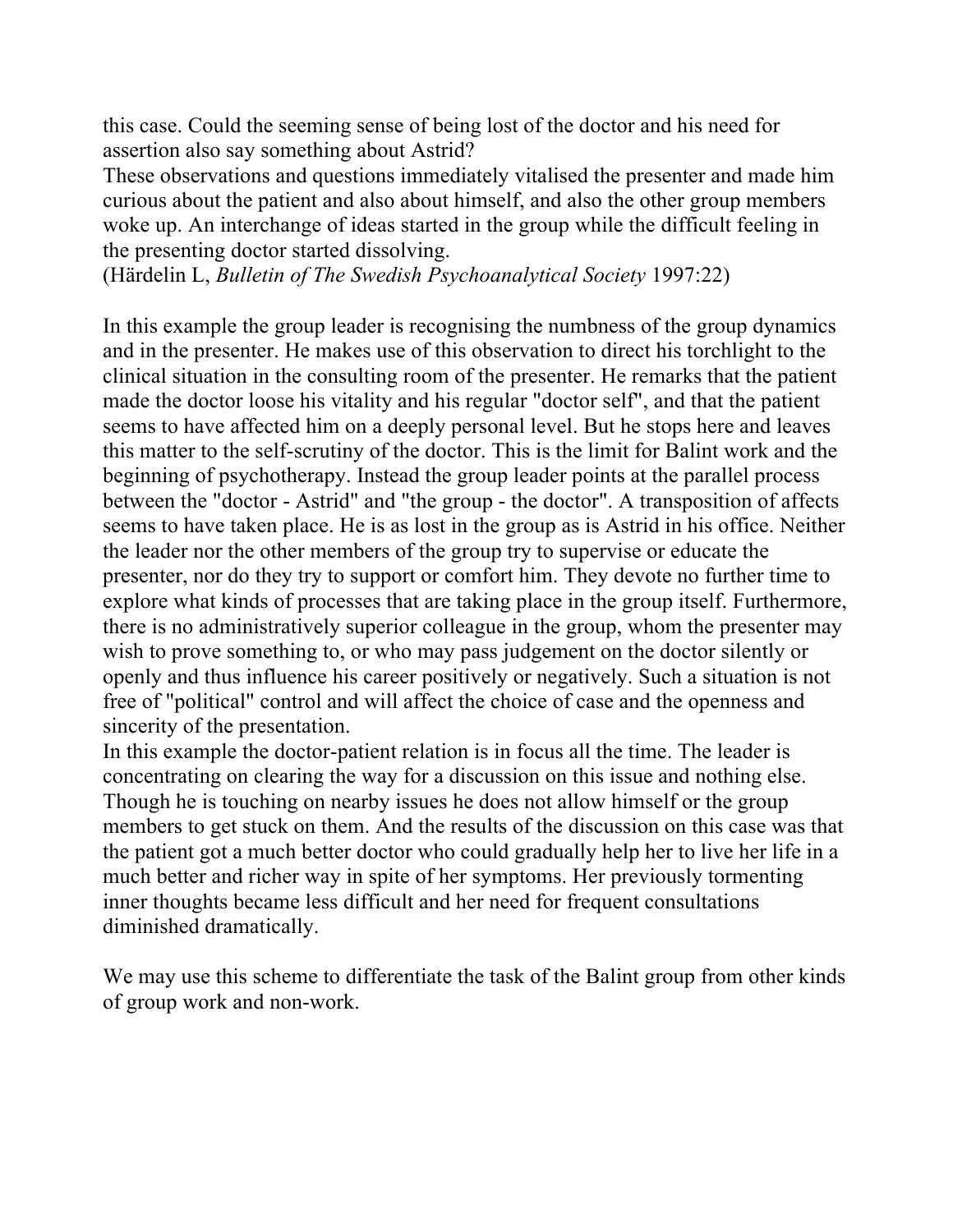this case. Could the seeming sense of being lost of the doctor and his need for assertion also say something about Astrid?
These observations and questions immediately vitalised the presenter and made him curious about the patient and also about himself, and also the other group members woke up. An interchange of ideas started in the group while the difficult feeling in the presenting doctor started dissolving.
(Härdelin L, *Bulletin of The Swedish Psychoanalytical Society* 1997:22)

In this example the group leader is recognising the numbness of the group dynamics and in the presenter. He makes use of this observation to direct his torchlight to the clinical situation in the consulting room of the presenter. He remarks that the patient made the doctor loose his vitality and his regular "doctor self", and that the patient seems to have affected him on a deeply personal level. But he stops here and leaves this matter to the self-scrutiny of the doctor. This is the limit for Balint work and the beginning of psychotherapy. Instead the group leader points at the parallel process between the "doctor - Astrid" and "the group - the doctor". A transposition of affects seems to have taken place. He is as lost in the group as is Astrid in his office. Neither the leader nor the other members of the group try to supervise or educate the presenter, nor do they try to support or comfort him. They devote no further time to explore what kinds of processes that are taking place in the group itself. Furthermore, there is no administratively superior colleague in the group, whom the presenter may wish to prove something to, or who may pass judgement on the doctor silently or openly and thus influence his career positively or negatively. Such a situation is not free of "political" control and will affect the choice of case and the openness and sincerity of the presentation.
In this example the doctor-patient relation is in focus all the time. The leader is concentrating on clearing the way for a discussion on this issue and nothing else. Though he is touching on nearby issues he does not allow himself or the group members to get stuck on them. And the results of the discussion on this case was that the patient got a much better doctor who could gradually help her to live her life in a much better and richer way in spite of her symptoms. Her previously tormenting inner thoughts became less difficult and her need for frequent consultations diminished dramatically.

We may use this scheme to differentiate the task of the Balint group from other kinds of group work and non-work.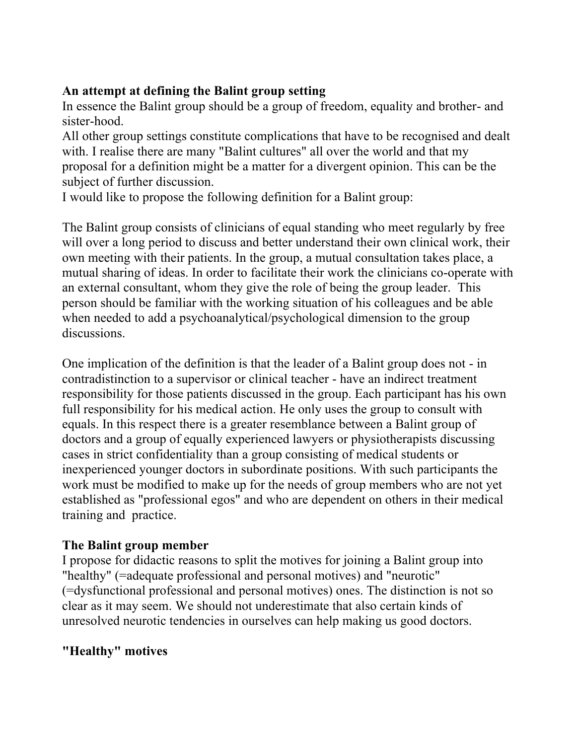**An attempt at defining the Balint group setting**

In essence the Balint group should be a group of freedom, equality and brother- and sister-hood.

All other group settings constitute complications that have to be recognised and dealt with. I realise there are many "Balint cultures" all over the world and that my proposal for a definition might be a matter for a divergent opinion. This can be the subject of further discussion.

I would like to propose the following definition for a Balint group:

The Balint group consists of clinicians of equal standing who meet regularly by free will over a long period to discuss and better understand their own clinical work, their own meeting with their patients. In the group, a mutual consultation takes place, a mutual sharing of ideas. In order to facilitate their work the clinicians co-operate with an external consultant, whom they give the role of being the group leader. This person should be familiar with the working situation of his colleagues and be able when needed to add a psychoanalytical/psychological dimension to the group discussions.

One implication of the definition is that the leader of a Balint group does not - in contradistinction to a supervisor or clinical teacher - have an indirect treatment responsibility for those patients discussed in the group. Each participant has his own full responsibility for his medical action. He only uses the group to consult with equals. In this respect there is a greater resemblance between a Balint group of doctors and a group of equally experienced lawyers or physiotherapists discussing cases in strict confidentiality than a group consisting of medical students or inexperienced younger doctors in subordinate positions. With such participants the work must be modified to make up for the needs of group members who are not yet established as "professional egos" and who are dependent on others in their medical training and practice.

**The Balint group member**

I propose for didactic reasons to split the motives for joining a Balint group into "healthy" (=adequate professional and personal motives) and "neurotic" (=dysfunctional professional and personal motives) ones. The distinction is not so clear as it may seem. We should not underestimate that also certain kinds of unresolved neurotic tendencies in ourselves can help making us good doctors.

**"Healthy" motives**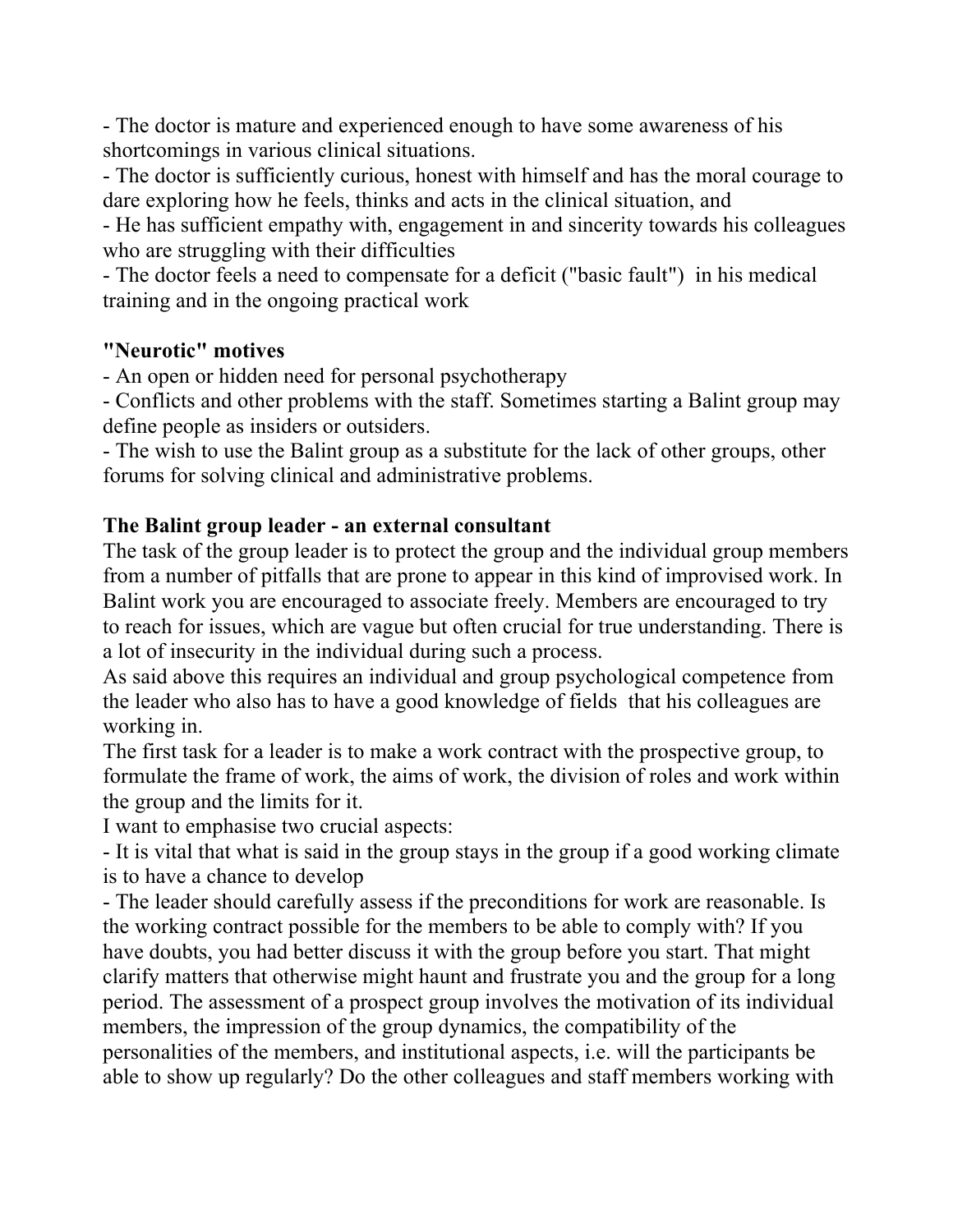- The doctor is mature and experienced enough to have some awareness of his shortcomings in various clinical situations.
- The doctor is sufficiently curious, honest with himself and has the moral courage to dare exploring how he feels, thinks and acts in the clinical situation, and
- He has sufficient empathy with, engagement in and sincerity towards his colleagues who are struggling with their difficulties
- The doctor feels a need to compensate for a deficit ("basic fault") in his medical training and in the ongoing practical work

**"Neurotic" motives**
- An open or hidden need for personal psychotherapy
- Conflicts and other problems with the staff. Sometimes starting a Balint group may define people as insiders or outsiders.
- The wish to use the Balint group as a substitute for the lack of other groups, other forums for solving clinical and administrative problems.

**The Balint group leader - an external consultant**

The task of the group leader is to protect the group and the individual group members from a number of pitfalls that are prone to appear in this kind of improvised work. In Balint work you are encouraged to associate freely. Members are encouraged to try to reach for issues, which are vague but often crucial for true understanding. There is a lot of insecurity in the individual during such a process.

As said above this requires an individual and group psychological competence from the leader who also has to have a good knowledge of fields that his colleagues are working in.

The first task for a leader is to make a work contract with the prospective group, to formulate the frame of work, the aims of work, the division of roles and work within the group and the limits for it.

I want to emphasise two crucial aspects:
- It is vital that what is said in the group stays in the group if a good working climate is to have a chance to develop
- The leader should carefully assess if the preconditions for work are reasonable. Is the working contract possible for the members to be able to comply with? If you have doubts, you had better discuss it with the group before you start. That might clarify matters that otherwise might haunt and frustrate you and the group for a long period. The assessment of a prospect group involves the motivation of its individual members, the impression of the group dynamics, the compatibility of the personalities of the members, and institutional aspects, i.e. will the participants be able to show up regularly? Do the other colleagues and staff members working with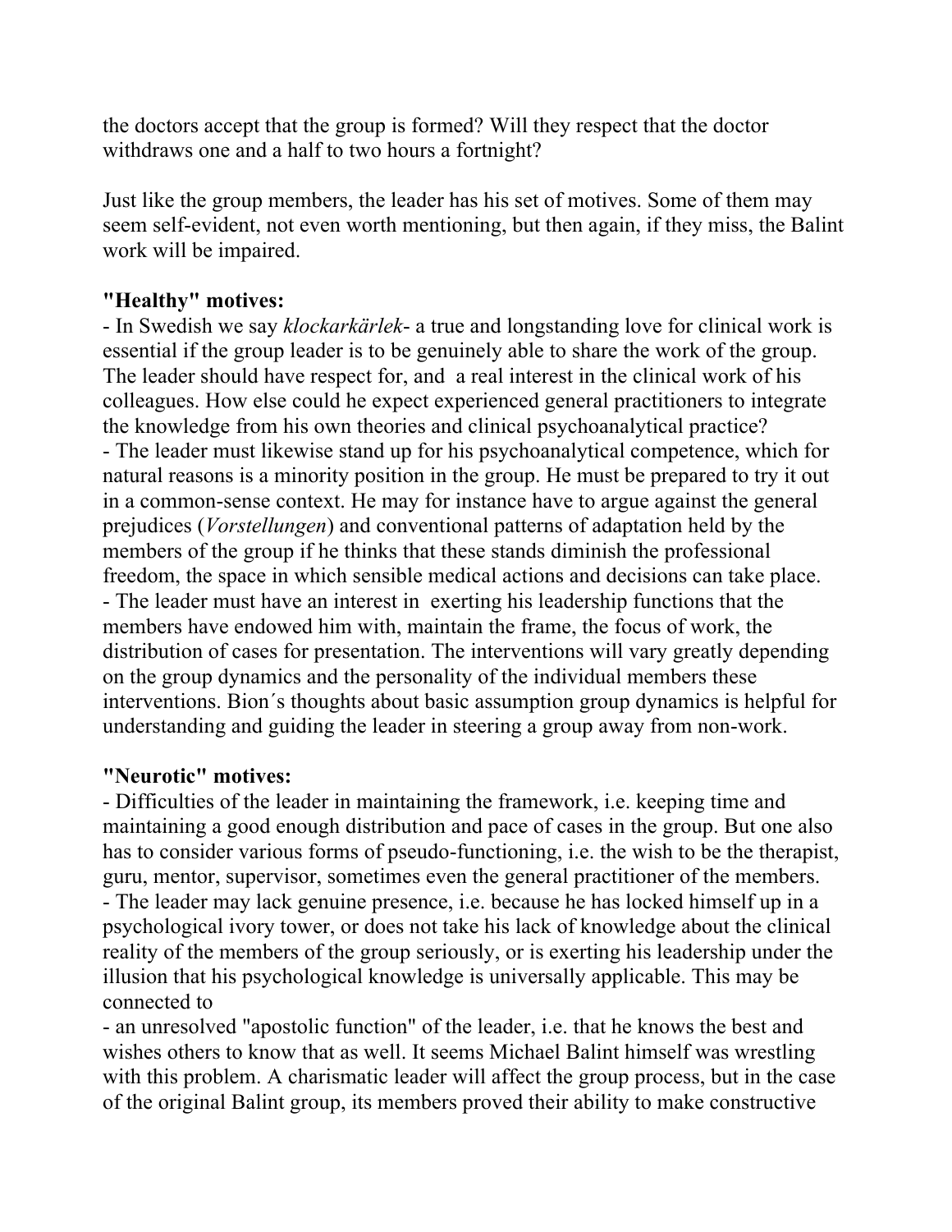the doctors accept that the group is formed? Will they respect that the doctor withdraws one and a half to two hours a fortnight?

Just like the group members, the leader has his set of motives. Some of them may seem self-evident, not even worth mentioning, but then again, if they miss, the Balint work will be impaired.

**"Healthy" motives:**

- In Swedish we say *klockarkärlek*- a true and longstanding love for clinical work is essential if the group leader is to be genuinely able to share the work of the group. The leader should have respect for, and a real interest in the clinical work of his colleagues. How else could he expect experienced general practitioners to integrate the knowledge from his own theories and clinical psychoanalytical practice?
- The leader must likewise stand up for his psychoanalytical competence, which for natural reasons is a minority position in the group. He must be prepared to try it out in a common-sense context. He may for instance have to argue against the general prejudices (*Vorstellungen*) and conventional patterns of adaptation held by the members of the group if he thinks that these stands diminish the professional freedom, the space in which sensible medical actions and decisions can take place.
- The leader must have an interest in exerting his leadership functions that the members have endowed him with, maintain the frame, the focus of work, the distribution of cases for presentation. The interventions will vary greatly depending on the group dynamics and the personality of the individual members these interventions. Bion´s thoughts about basic assumption group dynamics is helpful for understanding and guiding the leader in steering a group away from non-work.

**"Neurotic" motives:**

- Difficulties of the leader in maintaining the framework, i.e. keeping time and maintaining a good enough distribution and pace of cases in the group. But one also has to consider various forms of pseudo-functioning, i.e. the wish to be the therapist, guru, mentor, supervisor, sometimes even the general practitioner of the members.
- The leader may lack genuine presence, i.e. because he has locked himself up in a psychological ivory tower, or does not take his lack of knowledge about the clinical reality of the members of the group seriously, or is exerting his leadership under the illusion that his psychological knowledge is universally applicable. This may be connected to
- an unresolved "apostolic function" of the leader, i.e. that he knows the best and wishes others to know that as well. It seems Michael Balint himself was wrestling with this problem. A charismatic leader will affect the group process, but in the case of the original Balint group, its members proved their ability to make constructive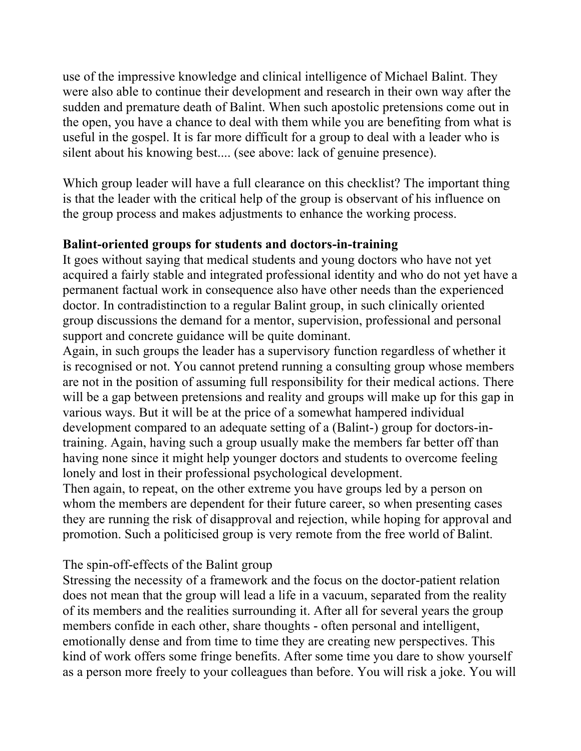use of the impressive knowledge and clinical intelligence of Michael Balint. They were also able to continue their development and research in their own way after the sudden and premature death of Balint. When such apostolic pretensions come out in the open, you have a chance to deal with them while you are benefiting from what is useful in the gospel. It is far more difficult for a group to deal with a leader who is silent about his knowing best.... (see above: lack of genuine presence).

Which group leader will have a full clearance on this checklist? The important thing is that the leader with the critical help of the group is observant of his influence on the group process and makes adjustments to enhance the working process.

**Balint-oriented groups for students and doctors-in-training**

It goes without saying that medical students and young doctors who have not yet acquired a fairly stable and integrated professional identity and who do not yet have a permanent factual work in consequence also have other needs than the experienced doctor. In contradistinction to a regular Balint group, in such clinically oriented group discussions the demand for a mentor, supervision, professional and personal support and concrete guidance will be quite dominant.

Again, in such groups the leader has a supervisory function regardless of whether it is recognised or not. You cannot pretend running a consulting group whose members are not in the position of assuming full responsibility for their medical actions. There will be a gap between pretensions and reality and groups will make up for this gap in various ways. But it will be at the price of a somewhat hampered individual development compared to an adequate setting of a (Balint-) group for doctors-in-training. Again, having such a group usually make the members far better off than having none since it might help younger doctors and students to overcome feeling lonely and lost in their professional psychological development.

Then again, to repeat, on the other extreme you have groups led by a person on whom the members are dependent for their future career, so when presenting cases they are running the risk of disapproval and rejection, while hoping for approval and promotion. Such a politicised group is very remote from the free world of Balint.

The spin-off-effects of the Balint group

Stressing the necessity of a framework and the focus on the doctor-patient relation does not mean that the group will lead a life in a vacuum, separated from the reality of its members and the realities surrounding it. After all for several years the group members confide in each other, share thoughts - often personal and intelligent, emotionally dense and from time to time they are creating new perspectives. This kind of work offers some fringe benefits. After some time you dare to show yourself as a person more freely to your colleagues than before. You will risk a joke. You will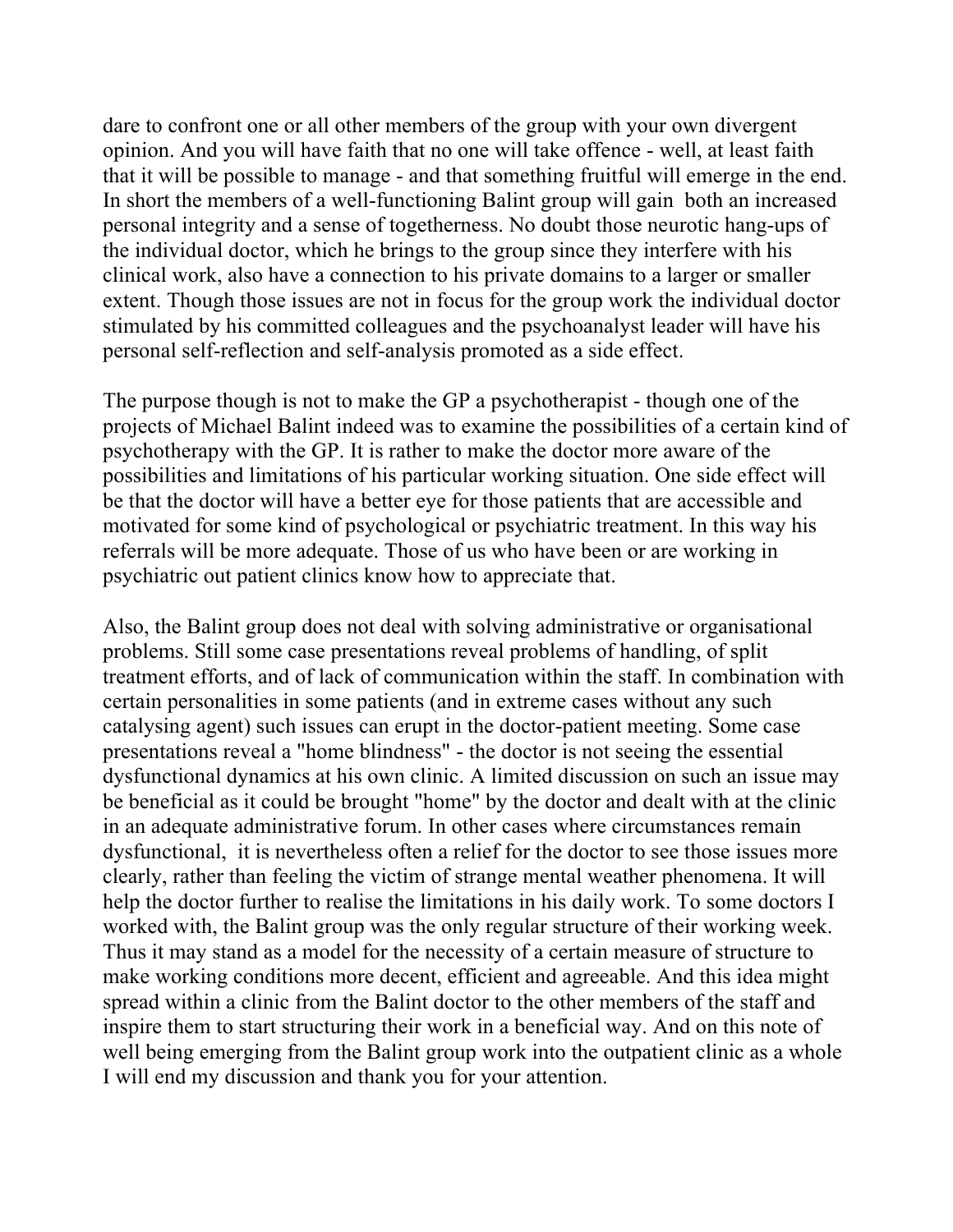dare to confront one or all other members of the group with your own divergent opinion. And you will have faith that no one will take offence - well, at least faith that it will be possible to manage - and that something fruitful will emerge in the end. In short the members of a well-functioning Balint group will gain both an increased personal integrity and a sense of togetherness. No doubt those neurotic hang-ups of the individual doctor, which he brings to the group since they interfere with his clinical work, also have a connection to his private domains to a larger or smaller extent. Though those issues are not in focus for the group work the individual doctor stimulated by his committed colleagues and the psychoanalyst leader will have his personal self-reflection and self-analysis promoted as a side effect.

The purpose though is not to make the GP a psychotherapist - though one of the projects of Michael Balint indeed was to examine the possibilities of a certain kind of psychotherapy with the GP. It is rather to make the doctor more aware of the possibilities and limitations of his particular working situation. One side effect will be that the doctor will have a better eye for those patients that are accessible and motivated for some kind of psychological or psychiatric treatment. In this way his referrals will be more adequate. Those of us who have been or are working in psychiatric out patient clinics know how to appreciate that.

Also, the Balint group does not deal with solving administrative or organisational problems. Still some case presentations reveal problems of handling, of split treatment efforts, and of lack of communication within the staff. In combination with certain personalities in some patients (and in extreme cases without any such catalysing agent) such issues can erupt in the doctor-patient meeting. Some case presentations reveal a "home blindness" - the doctor is not seeing the essential dysfunctional dynamics at his own clinic. A limited discussion on such an issue may be beneficial as it could be brought "home" by the doctor and dealt with at the clinic in an adequate administrative forum. In other cases where circumstances remain dysfunctional, it is nevertheless often a relief for the doctor to see those issues more clearly, rather than feeling the victim of strange mental weather phenomena. It will help the doctor further to realise the limitations in his daily work. To some doctors I worked with, the Balint group was the only regular structure of their working week. Thus it may stand as a model for the necessity of a certain measure of structure to make working conditions more decent, efficient and agreeable. And this idea might spread within a clinic from the Balint doctor to the other members of the staff and inspire them to start structuring their work in a beneficial way. And on this note of well being emerging from the Balint group work into the outpatient clinic as a whole I will end my discussion and thank you for your attention.